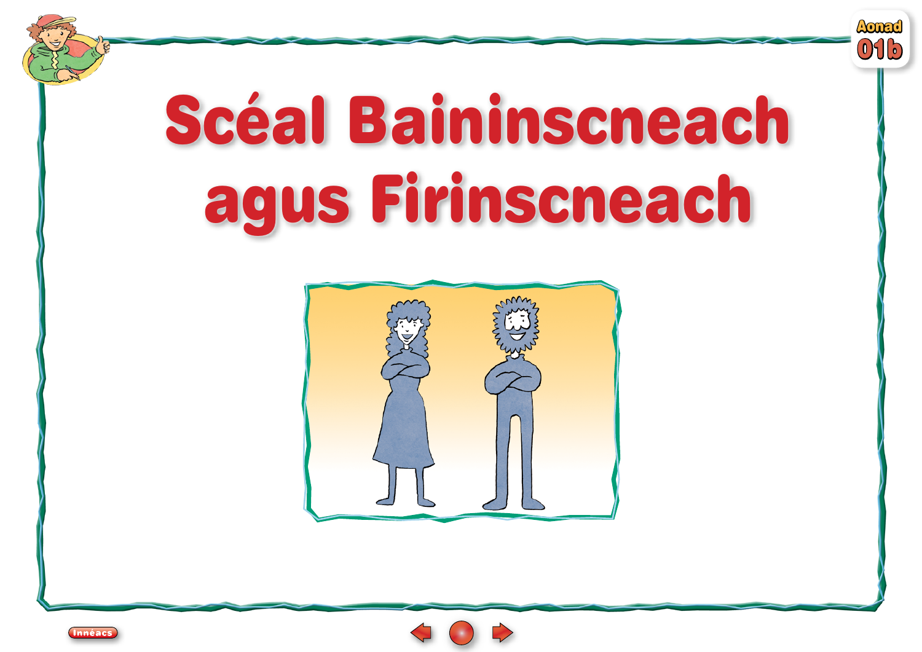Aonad 01b

# Scéal Baininscneach agus Firinscneach

Innéacs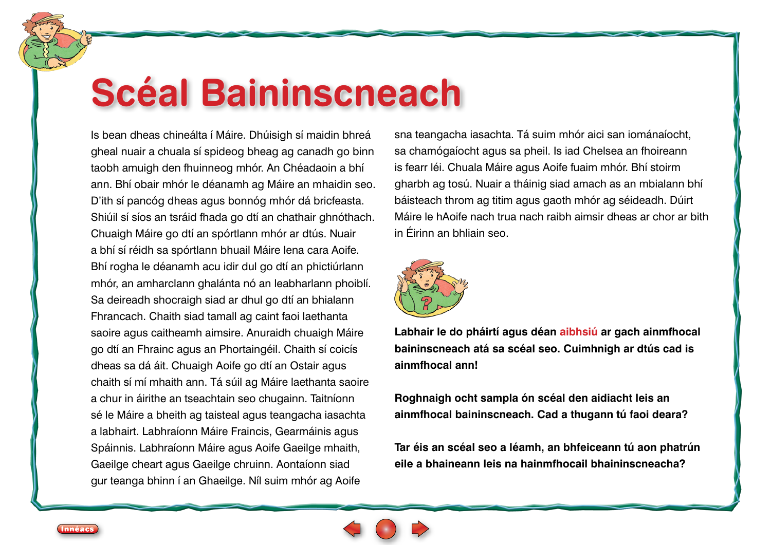# Scéal Baininscneach

Is bean dheas chineálta í Máire. Dhúisigh sí maidin bhreá gheal nuair a chuala sí spideog bheag ag canadh go binn taobh amuigh den fhuinneog mhór. An Chéadaoin a bhí ann. Bhí obair mhór le déanamh ag Máire an mhaidin seo. D'ith sí pancóg dheas agus bonnóg mhór dá bricfeasta. Shiúil sí síos an tsráid fhada go dtí an chathair ghnóthach. Chuaigh Máire go dtí an spórtlann mhór ar dtús. Nuair a bhí sí réidh sa spórtlann bhuail Máire lena cara Aoife. Bhí rogha le déanamh acu idir dul go dtí an phictiúrlann mhór, an amharclann ghalánta nó an leabharlann phoiblí. Sa deireadh shocraigh siad ar dhul go dtí an bhialann Fhrancach. Chaith siad tamall ag caint faoi laethanta saoire agus caitheamh aimsire. Anuraidh chuaigh Máire go dtí an Fhrainc agus an Phortaingéil. Chaith sí coicís dheas sa dá áit. Chuaigh Aoife go dtí an Ostair agus chaith sí mí mhaith ann. Tá súil ag Máire laethanta saoire a chur in áirithe an tseachtain seo chugainn. Taitníonn sé le Máire a bheith ag taisteal agus teangacha iasachta a labhairt. Labhraíonn Máire Fraincis, Gearmáinis agus Spáinnis. Labhraíonn Máire agus Aoife Gaeilge mhaith, Gaeilge cheart agus Gaeilge chruinn. Aontaíonn siad gur teanga bhinn í an Ghaeilge. Níl suim mhór ag Aoife sna teangacha iasachta. Tá suim mhór aici san iománaíocht, sa chamógaíocht agus sa pheil. Is iad Chelsea an fhoireann is fearr léi. Chuala Máire agus Aoife fuaim mhór. Bhí stoirm gharbh ag tosú. Nuair a tháinig siad amach as an mbialann bhí báisteach throm ag titim agus gaoth mhór ag séideadh. Dúirt Máire le hAoife nach trua nach raibh aimsir dheas ar chor ar bith in Éirinn an bhliain seo.

**Labhair le do pháirtí agus déan aibhsiú ar gach ainmfhocal baininscneach atá sa scéal seo. Cuimhnigh ar dtús cad is ainmfhocal ann!**

**Roghnaigh ocht sampla ón scéal den aidiacht leis an ainmfhocal baininscneach. Cad a thugann tú faoi deara?**

**Tar éis an scéal seo a léamh, an bhfeiceann tú aon phatrún eile a bhaineann leis na hainmfhocail bhaininscneacha?**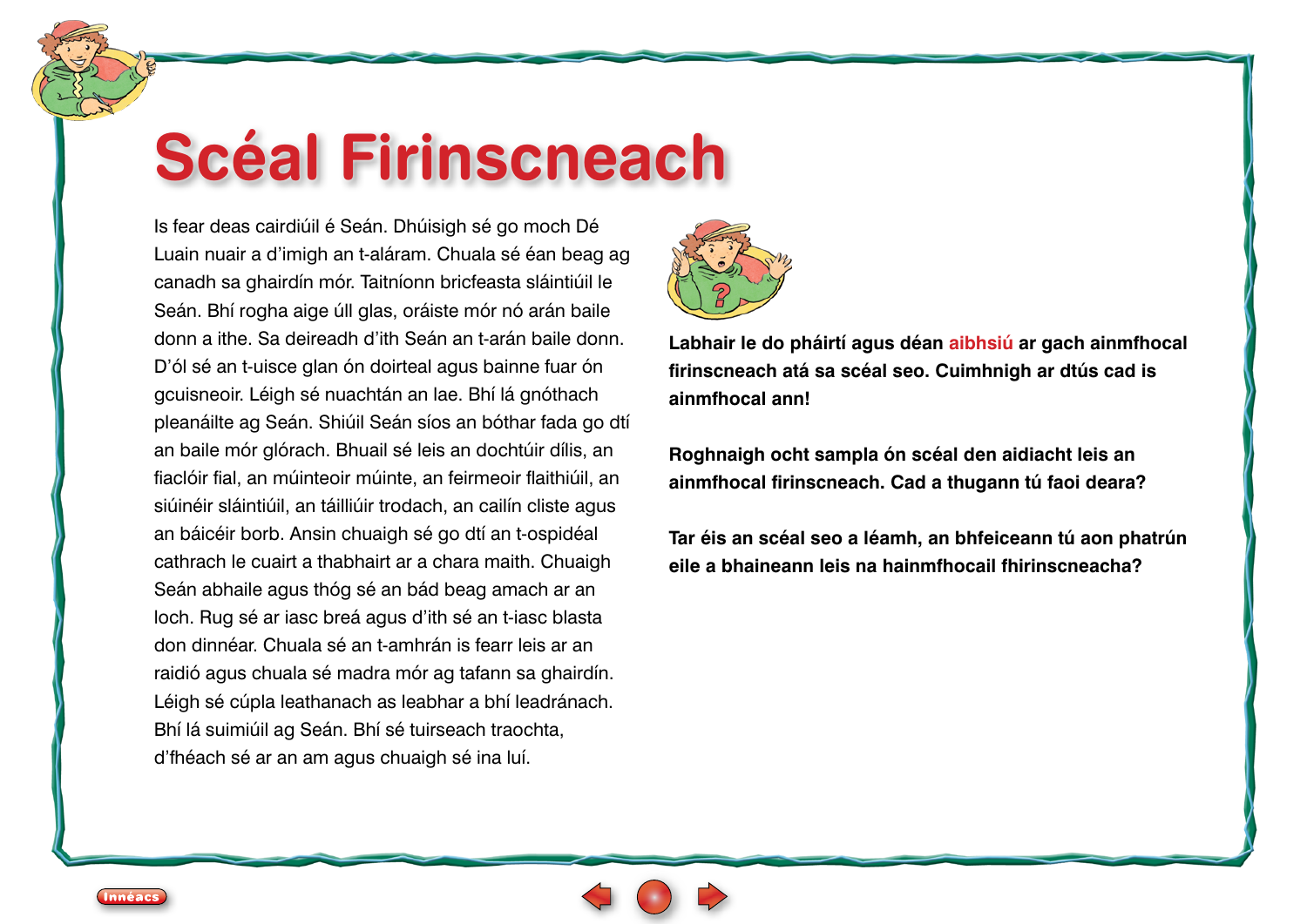# Scéal Firinscneach

Is fear deas cairdiúil é Seán. Dhúisigh sé go moch Dé Luain nuair a d'imigh an t-aláram. Chuala sé éan beag ag canadh sa ghairdín mór. Taitníonn bricfeasta sláintiúil le Seán. Bhí rogha aige úll glas, oráiste mór nó arán baile donn a ithe. Sa deireadh d'ith Seán an t-arán baile donn. D'ól sé an t-uisce glan ón doirteal agus bainne fuar ón gcuisneoir. Léigh sé nuachtán an lae. Bhí lá gnóthach pleanáilte ag Seán. Shiúil Seán síos an bóthar fada go dtí an baile mór glórach. Bhuail sé leis an dochtúir dílis, an fiaclóir fial, an múinteoir múinte, an feirmeoir flaithiúil, an siúinéir sláintiúil, an táilliúir trodach, an cailín cliste agus an báicéir borb. Ansin chuaigh sé go dtí an t-ospidéal cathrach le cuairt a thabhairt ar a chara maith. Chuaigh Seán abhaile agus thóg sé an bád beag amach ar an loch. Rug sé ar iasc breá agus d'ith sé an t-iasc blasta don dinnéar. Chuala sé an t-amhrán is fearr leis ar an raidió agus chuala sé madra mór ag tafann sa ghairdín. Léigh sé cúpla leathanach as leabhar a bhí leadránach. Bhí lá suimiúil ag Seán. Bhí sé tuirseach traochta, d'fhéach sé ar an am agus chuaigh sé ina luí.

**Labhair le do pháirtí agus déan aibhsiú ar gach ainmfhocal firinscneach atá sa scéal seo. Cuimhnigh ar dtús cad is ainmfhocal ann!**

**Roghnaigh ocht sampla ón scéal den aidiacht leis an ainmfhocal firinscneach. Cad a thugann tú faoi deara?**

**Tar éis an scéal seo a léamh, an bhfeiceann tú aon phatrún eile a bhaineann leis na hainmfhocail fhirinscneacha?**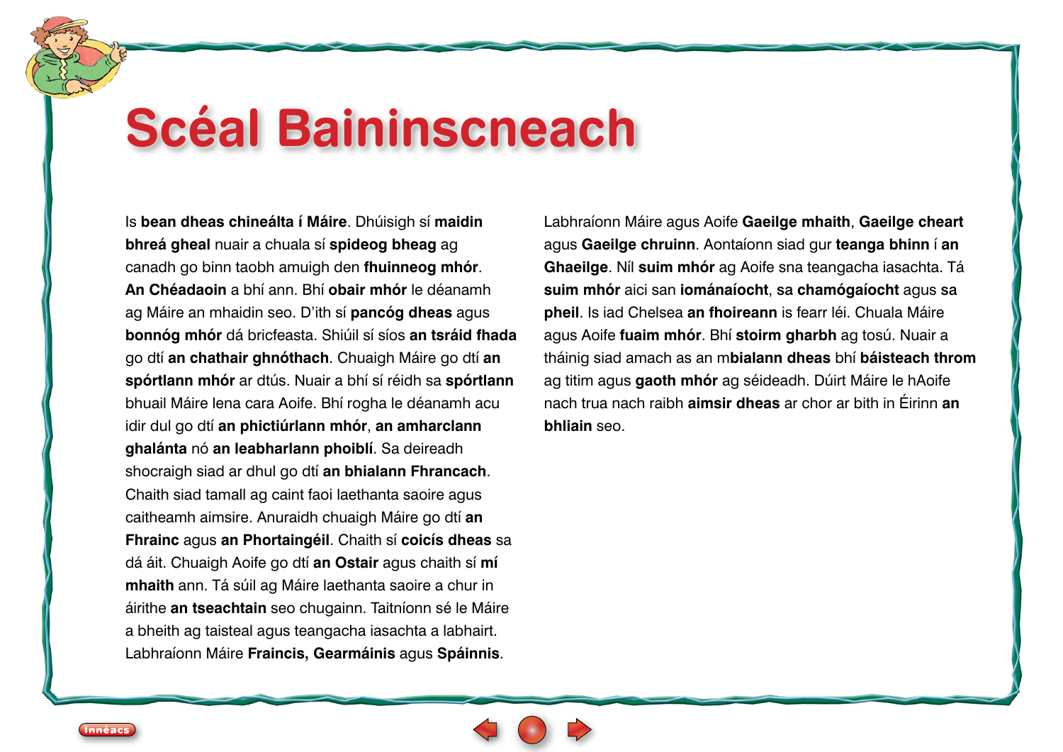# Scéal Baininscneach

Is **bean dheas chineálta í Máire**. Dhúisigh sí **maidin bhreá gheal** nuair a chuala sí **spideog bheag** ag canadh go binn taobh amuigh den **fhuinneog mhór**. **An Chéadaoin** a bhí ann. Bhí **obair mhór** le déanamh ag Máire an mhaidin seo. D'ith sí **pancóg dheas** agus **bonnóg mhór** dá bricfeasta. Shiúil sí síos **an tsráid fhada** go dtí **an chathair ghnóthach**. Chuaigh Máire go dtí **an spórtlann mhór** ar dtús. Nuair a bhí sí réidh sa **spórtlann** bhuail Máire lena cara Aoife. Bhí rogha le déanamh acu idir dul go dtí **an phictiúrlann mhór**, **an amharclann ghalánta** nó **an leabharlann phoiblí**. Sa deireadh shocraigh siad ar dhul go dtí **an bhialann Fhrancach**. Chaith siad tamall ag caint faoi laethanta saoire agus caitheamh aimsire. Anuraidh chuaigh Máire go dtí **an Fhrainc** agus **an Phortaingéil**. Chaith sí **coicís dheas** sa dá áit. Chuaigh Aoife go dtí **an Ostair** agus chaith sí **mí mhaith** ann. Tá súil ag Máire laethanta saoire a chur in áirithe **an tseachtain** seo chugainn. Taitníonn sé le Máire a bheith ag taisteal agus teangacha iasachta a labhairt. Labhraíonn Máire **Fraincis, Gearmáinis** agus **Spáinnis**.

Labhraíonn Máire agus Aoife **Gaeilge mhaith**, **Gaeilge cheart** agus **Gaeilge chruinn**. Aontaíonn siad gur **teanga bhinn** í **an Ghaeilge**. Níl **suim mhór** ag Aoife sna teangacha iasachta. Tá **suim mhór** aici san **iománaíocht**, **sa chamógaíocht** agus sa **pheil**. Is iad Chelsea **an fhoireann** is fearr léi. Chuala Máire agus Aoife **fuaim mhór**. Bhí **stoirm gharbh** ag tosú. Nuair a tháinig siad amach as an m**bialann dheas** bhí **báisteach throm** ag titim agus **gaoth mhór** ag séideadh. Dúirt Máire le hAoife nach trua nach raibh **aimsir dheas** ar chor ar bith in Éirinn **an bhliain** seo.

Innéacs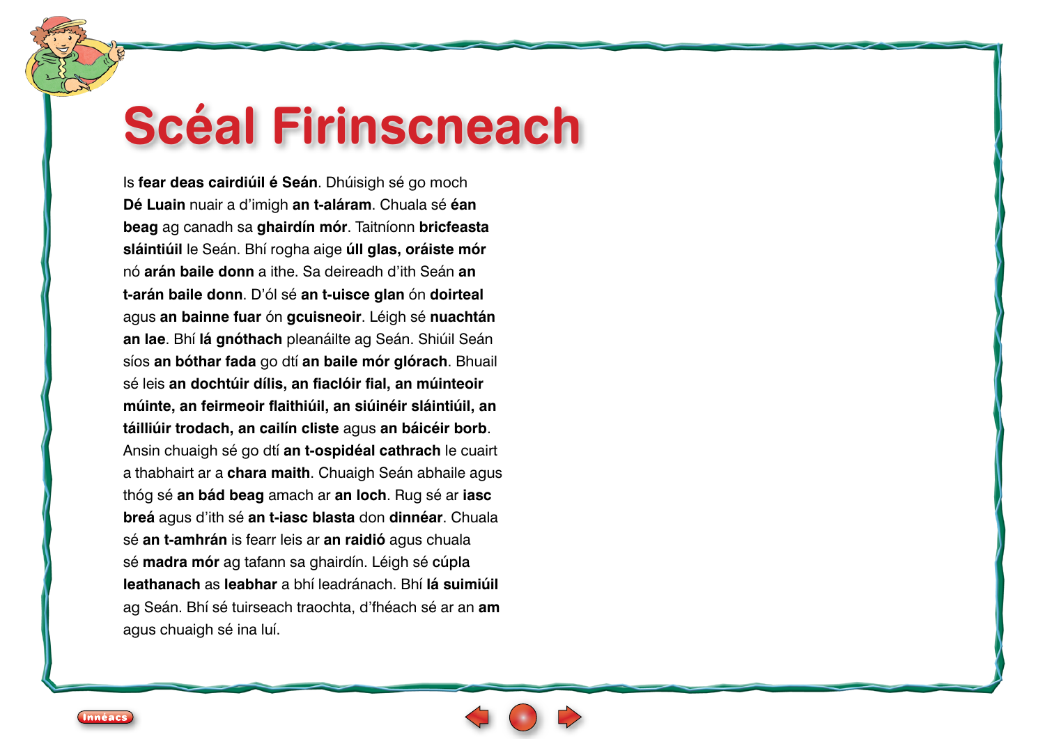# Scéal Firinscneach

Is **fear deas cairdiúil é Seán**. Dhúisigh sé go moch **Dé Luain** nuair a d'imigh **an t-aláram**. Chuala sé **éan beag** ag canadh sa **ghairdín mór**. Taitníonn **bricfeasta sláintiúil** le Seán. Bhí rogha aige **úll glas, oráiste mór** nó **arán baile donn** a ithe. Sa deireadh d'ith Seán **an t-arán baile donn**. D'ól sé **an t-uisce glan** ón **doirteal** agus **an bainne fuar** ón **gcuisneoir**. Léigh sé **nuachtán an lae**. Bhí **lá gnóthach** pleanáilte ag Seán. Shiúil Seán síos **an bóthar fada** go dtí **an baile mór glórach**. Bhuail sé leis **an dochtúir dílis, an fiaclóir fial, an múinteoir múinte, an feirmeoir flaithiúil, an siúinéir sláintiúil, an táilliúir trodach, an cailín cliste** agus **an báicéir borb**. Ansin chuaigh sé go dtí **an t-ospidéal cathrach** le cuairt a thabhairt ar a **chara maith**. Chuaigh Seán abhaile agus thóg sé **an bád beag** amach ar **an loch**. Rug sé ar **iasc breá** agus d'ith sé **an t-iasc blasta** don **dinnéar**. Chuala sé **an t-amhrán** is fearr leis ar **an raidió** agus chuala sé **madra mór** ag tafann sa ghairdín. Léigh sé **cúpla leathanach** as **leabhar** a bhí leadránach. Bhí **lá suimiúil** ag Seán. Bhí sé tuirseach traochta, d'fhéach sé ar an **am** agus chuaigh sé ina luí.

Innéacs